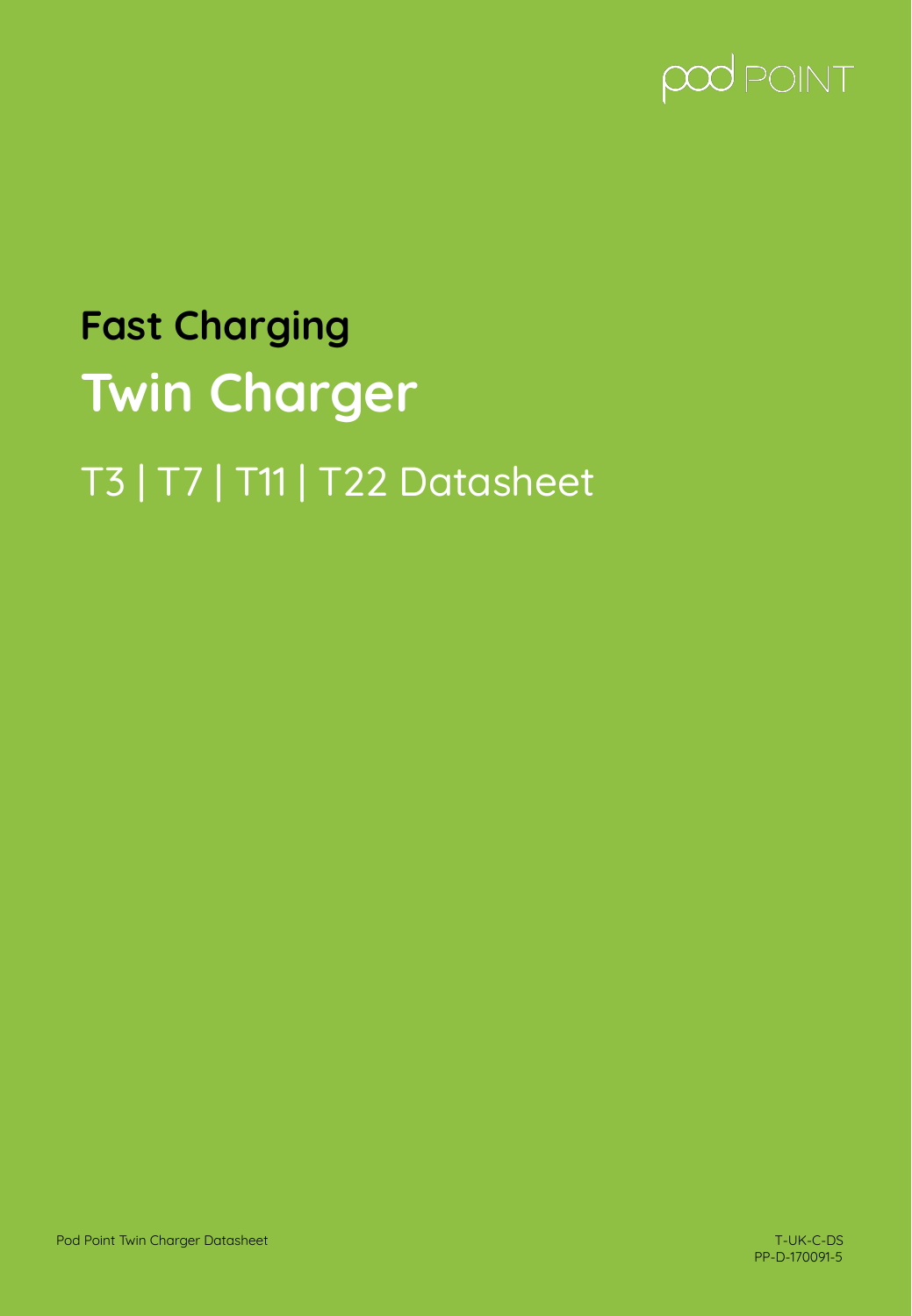pod POINT

## Fast Charging

# Twin Charger

T3 | T7 | T11 | T22 Datasheet

Pod Point Twin Charger Datasheet

T-UK-C-DS
PP-D-170091-5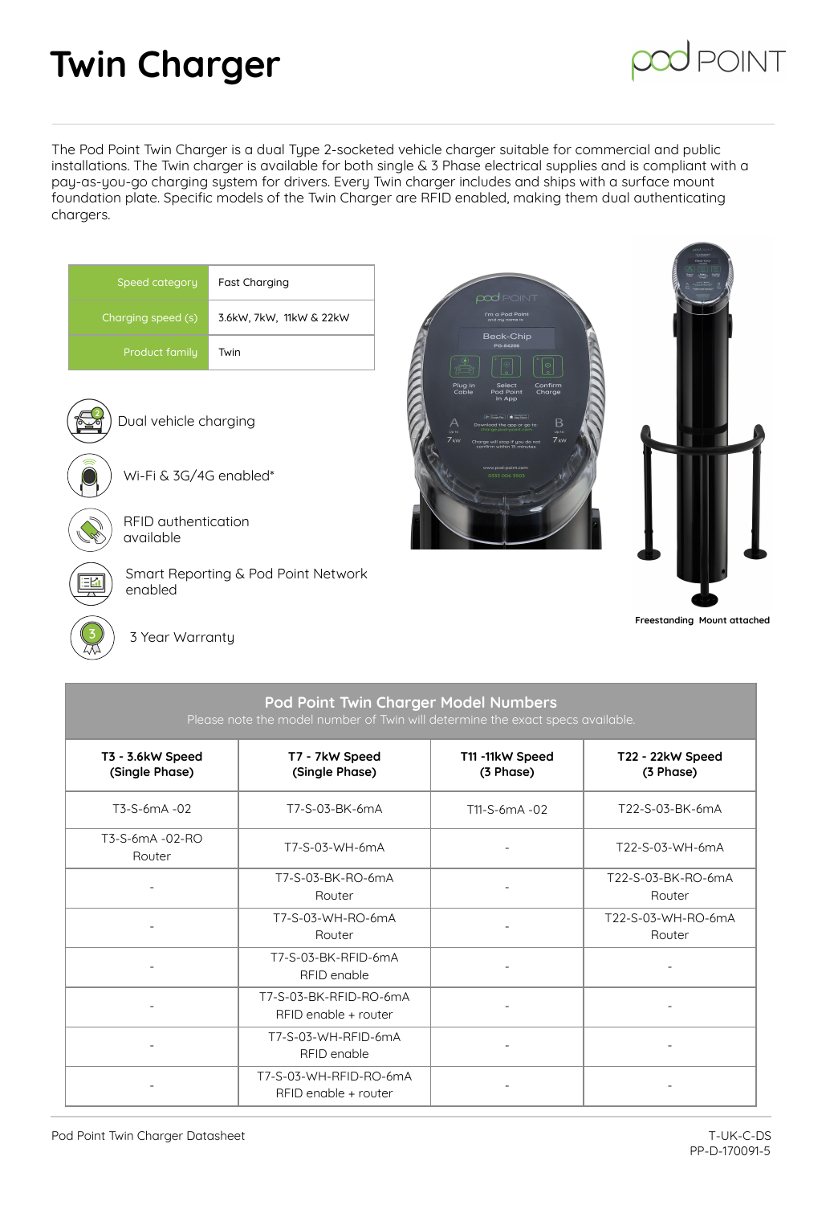# Twin Charger

The Pod Point Twin Charger is a dual Type 2-socketed vehicle charger suitable for commercial and public installations. The Twin charger is available for both single & 3 Phase electrical supplies and is compliant with a pay-as-you-go charging system for drivers. Every Twin charger includes and ships with a surface mount foundation plate. Specific models of the Twin Charger are RFID enabled, making them dual authenticating chargers.

| | |
|---|---|
| Speed category | Fast Charging |
| Charging speed (s) | 3.6kW, 7kW, 11kW & 22kW |
| Product family | Twin |

- Dual vehicle charging
- Wi-Fi & 3G/4G enabled*
- RFID authentication available
- Smart Reporting & Pod Point Network enabled
- 3 Year Warranty

Freestanding Mount attached

## Pod Point Twin Charger Model Numbers

Please note the model number of Twin will determine the exact specs available.

| T3 - 3.6kW Speed (Single Phase) | T7 - 7kW Speed (Single Phase) | T11 -11kW Speed (3 Phase) | T22 - 22kW Speed (3 Phase) |
|---|---|---|---|
| T3-S-6mA -02 | T7-S-03-BK-6mA | T11-S-6mA -02 | T22-S-03-BK-6mA |
| T3-S-6mA -02-RO Router | T7-S-03-WH-6mA | - | T22-S-03-WH-6mA |
| - | T7-S-03-BK-RO-6mA Router | - | T22-S-03-BK-RO-6mA Router |
| - | T7-S-03-WH-RO-6mA Router | - | T22-S-03-WH-RO-6mA Router |
| - | T7-S-03-BK-RFID-6mA RFID enable | - | - |
| - | T7-S-03-BK-RFID-RO-6mA RFID enable + router | - | - |
| - | T7-S-03-WH-RFID-6mA RFID enable | - | - |
| - | T7-S-03-WH-RFID-RO-6mA RFID enable + router | - | - |

Pod Point Twin Charger Datasheet

T-UK-C-DS
PP-D-170091-5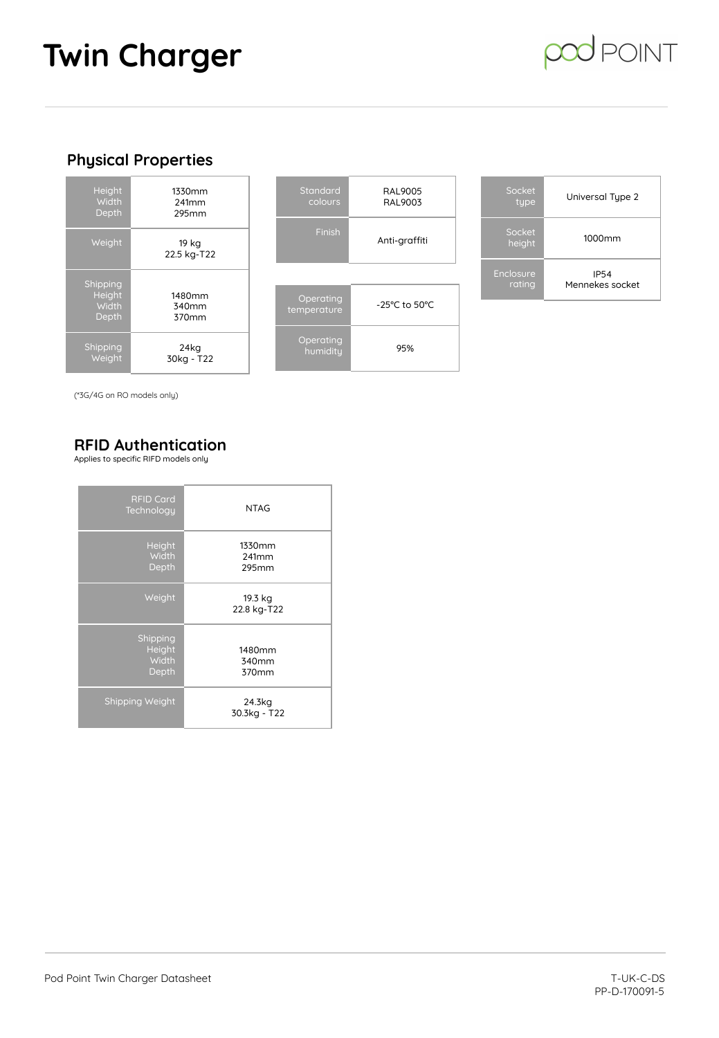# Twin Charger

## Physical Properties

| Property | Value |
|---|---|
| Height<br>Width<br>Depth | 1330mm<br>241mm<br>295mm |
| Weight | 19 kg<br>22.5 kg-T22 |
| Shipping<br>Height<br>Width<br>Depth | 1480mm<br>340mm<br>370mm |
| Shipping<br>Weight | 24kg<br>30kg - T22 |

| Property | Value |
|---|---|
| Standard colours | RAL9005<br>RAL9003 |
| Finish | Anti-graffiti |

| Property | Value |
|---|---|
| Operating temperature | -25°C to 50°C |
| Operating humidity | 95% |

| Property | Value |
|---|---|
| Socket type | Universal Type 2 |
| Socket height | 1000mm |
| Enclosure rating | IP54<br>Mennekes socket |

(*3G/4G on RO models only)

## RFID Authentication

Applies to specific RIFD models only

| Property | Value |
|---|---|
| RFID Card Technology | NTAG |
| Height<br>Width<br>Depth | 1330mm<br>241mm<br>295mm |
| Weight | 19.3 kg<br>22.8 kg-T22 |
| Shipping<br>Height<br>Width<br>Depth | 1480mm<br>340mm<br>370mm |
| Shipping Weight | 24.3kg<br>30.3kg - T22 |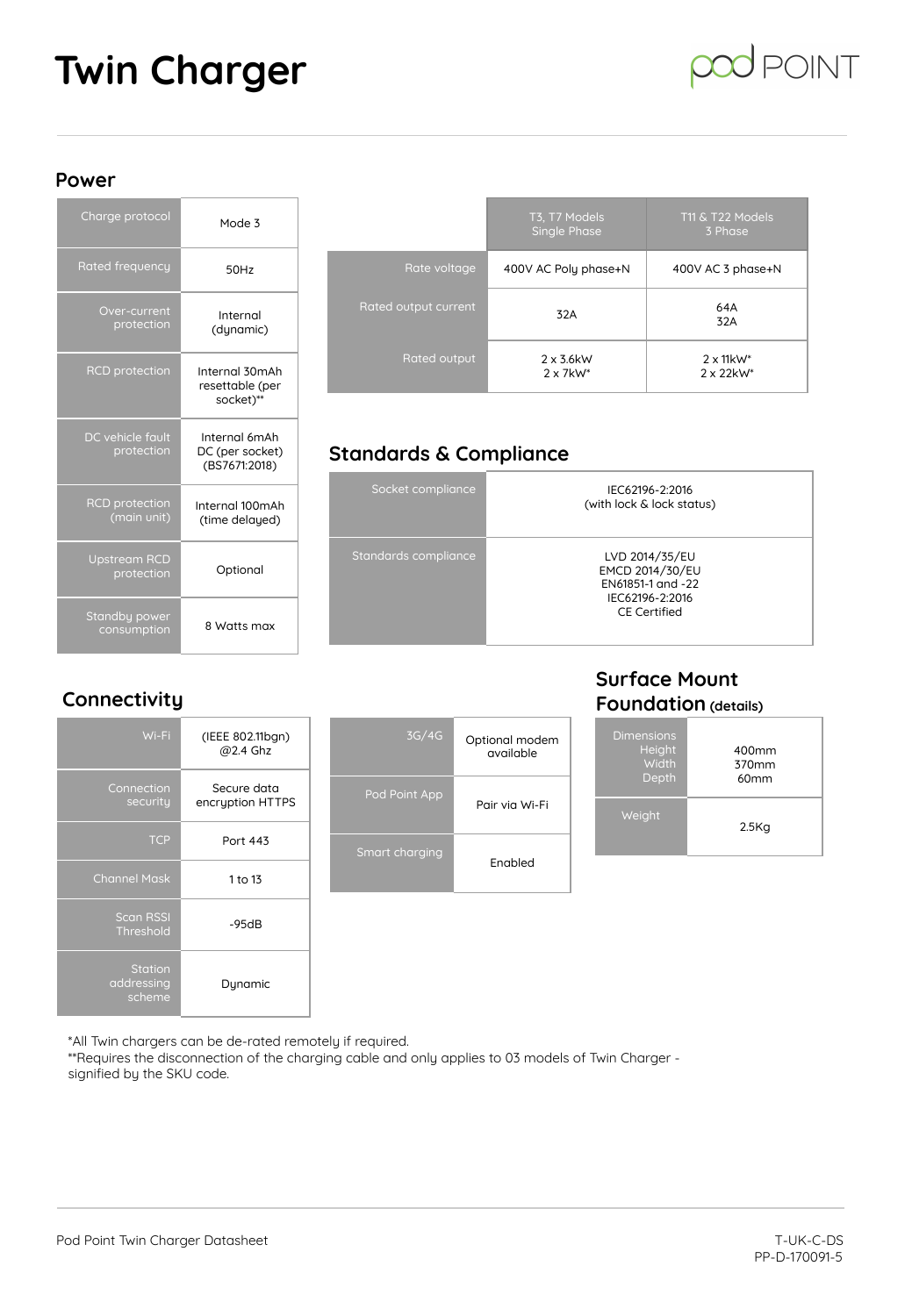# Twin Charger

## Power

| | |
|---|---|
| Charge protocol | Mode 3 |
| Rated frequency | 50Hz |
| Over-current protection | Internal (dynamic) |
| RCD protection | Internal 30mAh resettable (per socket)** |
| DC vehicle fault protection | Internal 6mAh DC (per socket) (BS7671:2018) |
| RCD protection (main unit) | Internal 100mAh (time delayed) |
| Upstream RCD protection | Optional |
| Standby power consumption | 8 Watts max |

| | T3, T7 Models Single Phase | T11 & T22 Models 3 Phase |
|---|---|---|
| Rate voltage | 400V AC Poly phase+N | 400V AC 3 phase+N |
| Rated output current | 32A | 64A 32A |
| Rated output | 2 x 3.6kW 2 x 7kW* | 2 x 11kW* 2 x 22kW* |

## Standards & Compliance

| | |
|---|---|
| Socket compliance | IEC62196-2:2016 (with lock & lock status) |
| Standards compliance | LVD 2014/35/EU EMCD 2014/30/EU EN61851-1 and -22 IEC62196-2:2016 CE Certified |

## Connectivity

| | |
|---|---|
| Wi-Fi | (IEEE 802.11bgn) @2.4 Ghz |
| Connection security | Secure data encryption HTTPS |
| TCP | Port 443 |
| Channel Mask | 1 to 13 |
| Scan RSSI Threshold | -95dB |
| Station addressing scheme | Dynamic |

| | |
|---|---|
| 3G/4G | Optional modem available |
| Pod Point App | Pair via Wi-Fi |
| Smart charging | Enabled |

## Surface Mount Foundation (details)

| | |
|---|---|
| Dimensions Height Width Depth | 400mm 370mm 60mm |
| Weight | 2.5Kg |

*All Twin chargers can be de-rated remotely if required.
**Requires the disconnection of the charging cable and only applies to 03 models of Twin Charger - signified by the SKU code.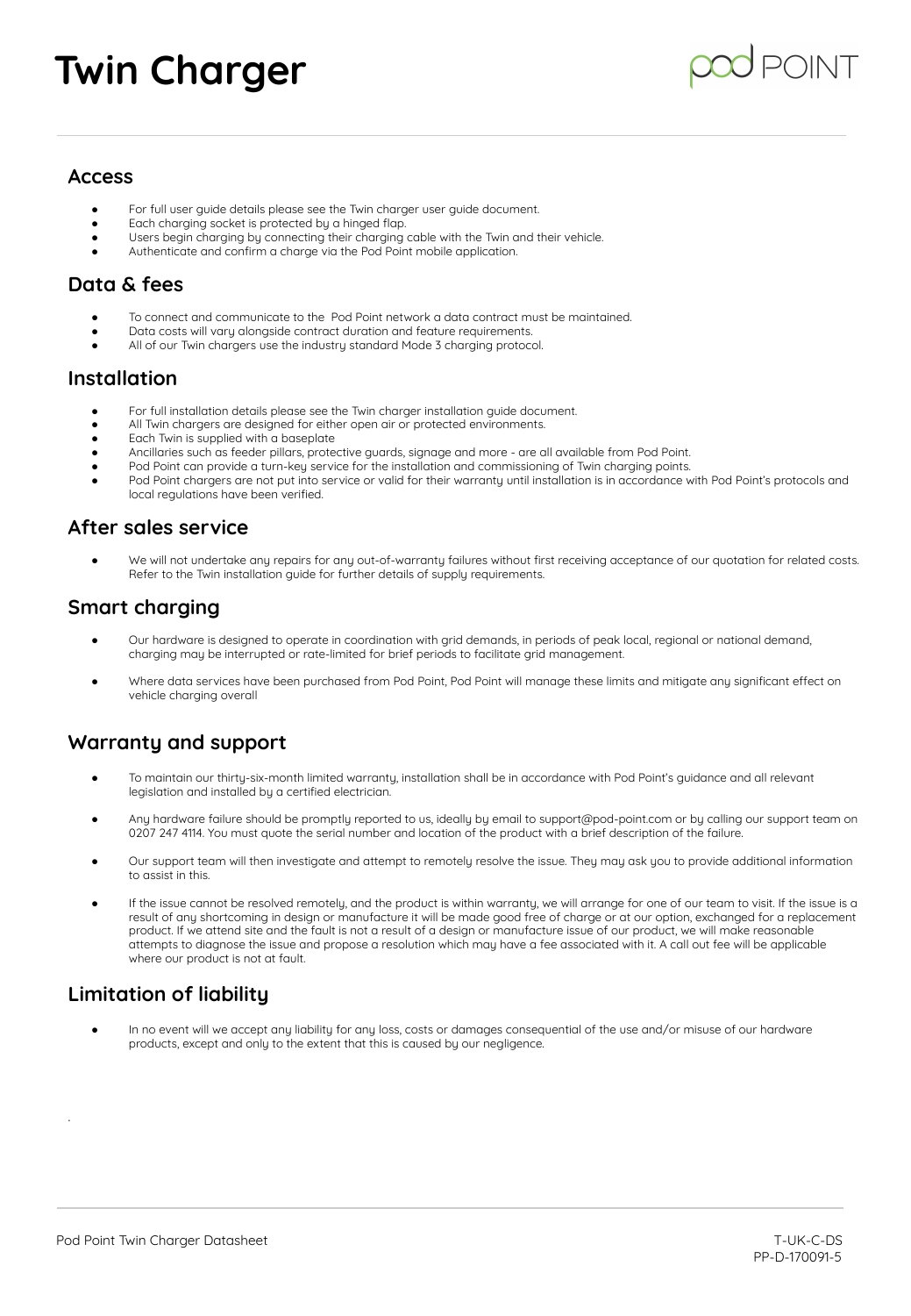# Twin Charger

## Access

- For full user guide details please see the Twin charger user guide document.
- Each charging socket is protected by a hinged flap.
- Users begin charging by connecting their charging cable with the Twin and their vehicle.
- Authenticate and confirm a charge via the Pod Point mobile application.

## Data & fees

- To connect and communicate to the Pod Point network a data contract must be maintained.
- Data costs will vary alongside contract duration and feature requirements.
- All of our Twin chargers use the industry standard Mode 3 charging protocol.

## Installation

- For full installation details please see the Twin charger installation guide document.
- All Twin chargers are designed for either open air or protected environments.
- Each Twin is supplied with a baseplate
- Ancillaries such as feeder pillars, protective guards, signage and more - are all available from Pod Point.
- Pod Point can provide a turn-key service for the installation and commissioning of Twin charging points.
- Pod Point chargers are not put into service or valid for their warranty until installation is in accordance with Pod Point's protocols and local regulations have been verified.

## After sales service

- We will not undertake any repairs for any out-of-warranty failures without first receiving acceptance of our quotation for related costs. Refer to the Twin installation guide for further details of supply requirements.

## Smart charging

- Our hardware is designed to operate in coordination with grid demands, in periods of peak local, regional or national demand, charging may be interrupted or rate-limited for brief periods to facilitate grid management.
- Where data services have been purchased from Pod Point, Pod Point will manage these limits and mitigate any significant effect on vehicle charging overall

## Warranty and support

- To maintain our thirty-six-month limited warranty, installation shall be in accordance with Pod Point's guidance and all relevant legislation and installed by a certified electrician.
- Any hardware failure should be promptly reported to us, ideally by email to support@pod-point.com or by calling our support team on 0207 247 4114. You must quote the serial number and location of the product with a brief description of the failure.
- Our support team will then investigate and attempt to remotely resolve the issue. They may ask you to provide additional information to assist in this.
- If the issue cannot be resolved remotely, and the product is within warranty, we will arrange for one of our team to visit. If the issue is a result of any shortcoming in design or manufacture it will be made good free of charge or at our option, exchanged for a replacement product. If we attend site and the fault is not a result of a design or manufacture issue of our product, we will make reasonable attempts to diagnose the issue and propose a resolution which may have a fee associated with it. A call out fee will be applicable where our product is not at fault.

## Limitation of liability

- In no event will we accept any liability for any loss, costs or damages consequential of the use and/or misuse of our hardware products, except and only to the extent that this is caused by our negligence.

Pod Point Twin Charger Datasheet

T-UK-C-DS
PP-D-170091-5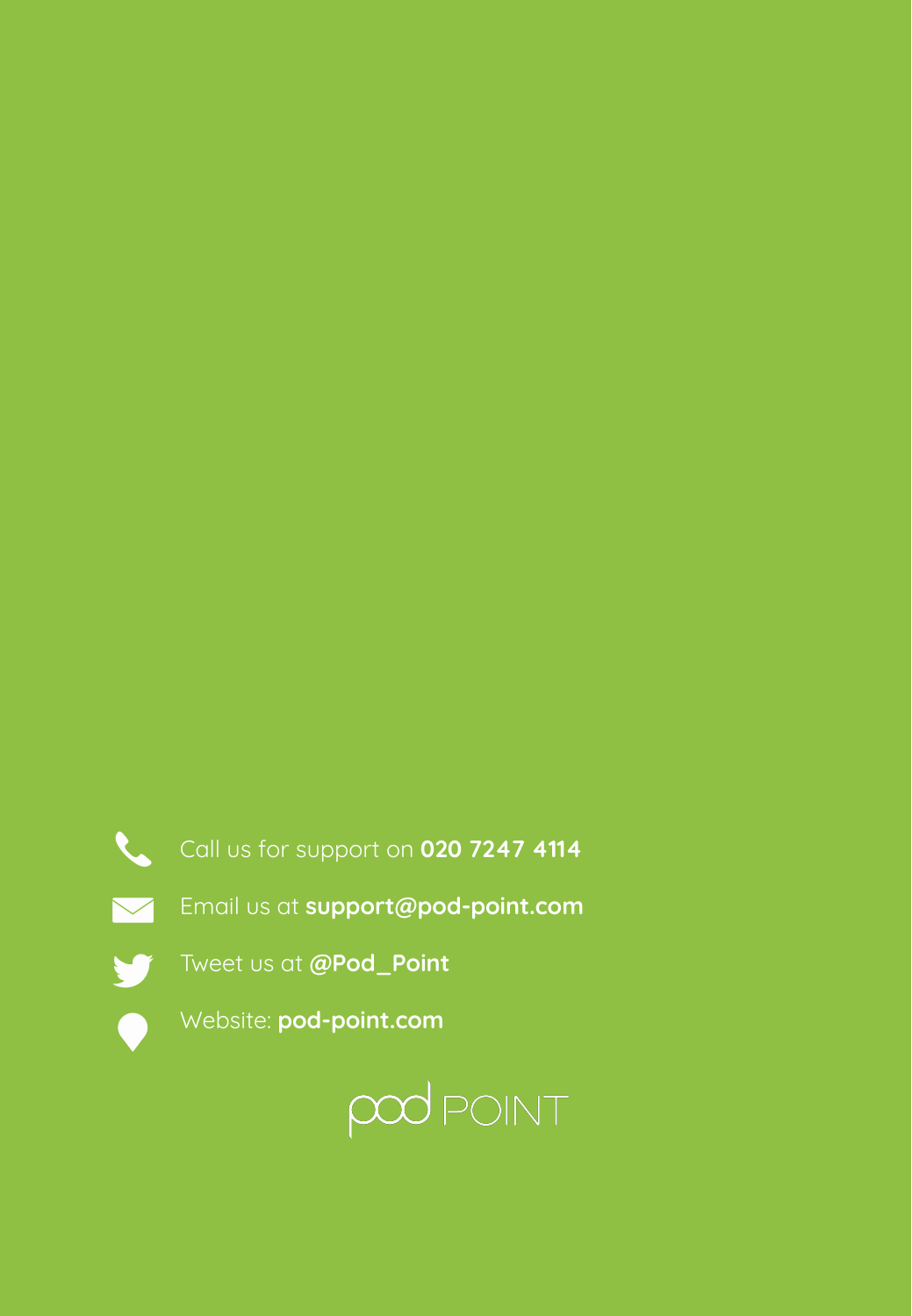Call us for support on **020 7247 4114**

Email us at **support@pod-point.com**

Tweet us at **@Pod_Point**

Website: **pod-point.com**

pod POINT